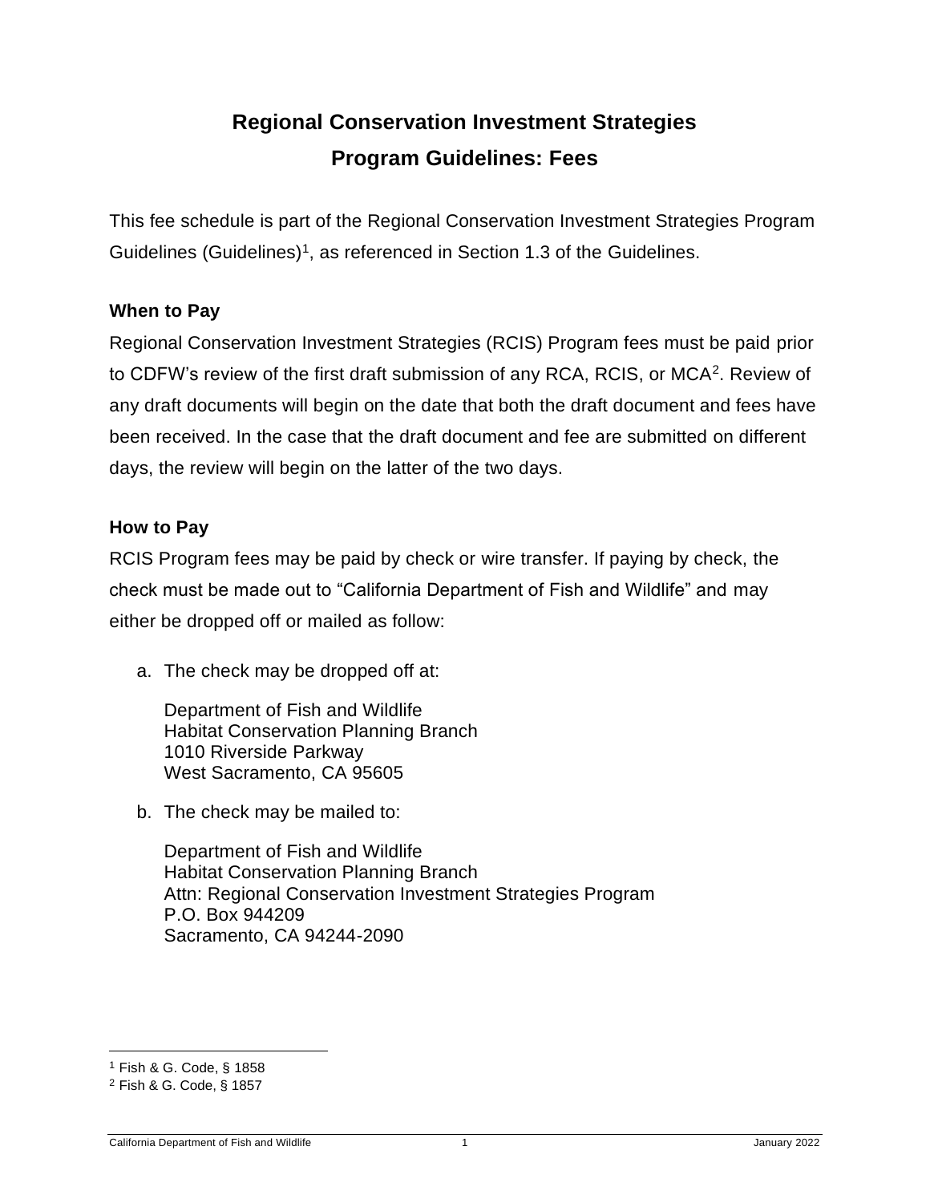# Regional Conservation Investment Strategies Program Guidelines: Fees

This fee schedule is part of the Regional Conservation Investment Strategies Program Guidelines (Guidelines)[1], as referenced in Section 1.3 of the Guidelines.

### When to Pay

Regional Conservation Investment Strategies (RCIS) Program fees must be paid prior to CDFW's review of the first draft submission of any RCA, RCIS, or MCA[2]. Review of any draft documents will begin on the date that both the draft document and fees have been received. In the case that the draft document and fee are submitted on different days, the review will begin on the latter of the two days.

### How to Pay

RCIS Program fees may be paid by check or wire transfer. If paying by check, the check must be made out to "California Department of Fish and Wildlife" and may either be dropped off or mailed as follow:

a. The check may be dropped off at:

   Department of Fish and Wildlife
   Habitat Conservation Planning Branch
   1010 Riverside Parkway
   West Sacramento, CA 95605

b. The check may be mailed to:

   Department of Fish and Wildlife
   Habitat Conservation Planning Branch
   Attn: Regional Conservation Investment Strategies Program
   P.O. Box 944209
   Sacramento, CA 94244-2090

---

[1] Fish & G. Code, § 1858

[2] Fish & G. Code, § 1857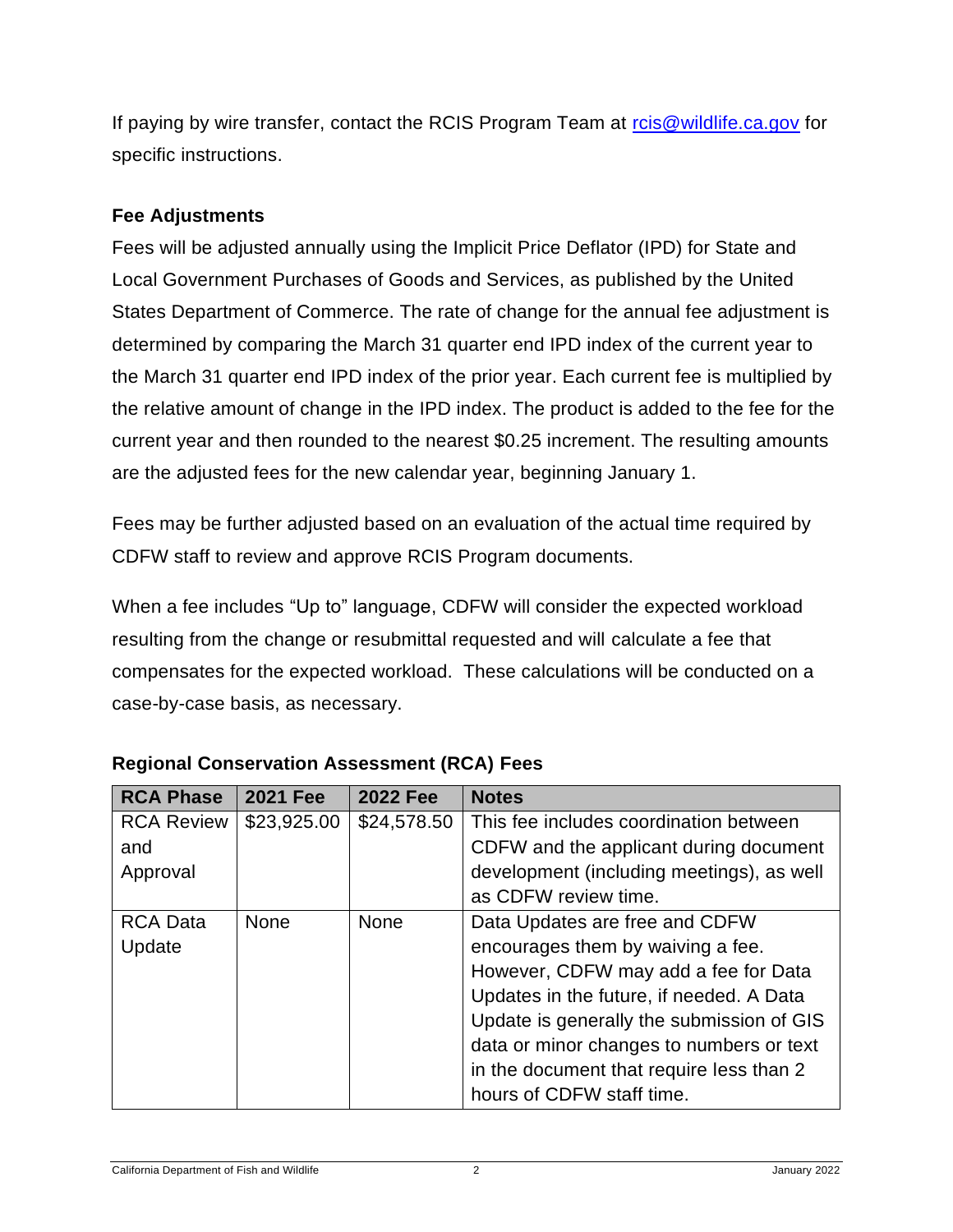If paying by wire transfer, contact the RCIS Program Team at rcis@wildlife.ca.gov for specific instructions.

**Fee Adjustments**

Fees will be adjusted annually using the Implicit Price Deflator (IPD) for State and Local Government Purchases of Goods and Services, as published by the United States Department of Commerce. The rate of change for the annual fee adjustment is determined by comparing the March 31 quarter end IPD index of the current year to the March 31 quarter end IPD index of the prior year. Each current fee is multiplied by the relative amount of change in the IPD index. The product is added to the fee for the current year and then rounded to the nearest $0.25 increment. The resulting amounts are the adjusted fees for the new calendar year, beginning January 1.

Fees may be further adjusted based on an evaluation of the actual time required by CDFW staff to review and approve RCIS Program documents.

When a fee includes "Up to" language, CDFW will consider the expected workload resulting from the change or resubmittal requested and will calculate a fee that compensates for the expected workload. These calculations will be conducted on a case-by-case basis, as necessary.

**Regional Conservation Assessment (RCA) Fees**

| RCA Phase | 2021 Fee | 2022 Fee | Notes |
|---|---|---|---|
| RCA Review and Approval | $23,925.00 | $24,578.50 | This fee includes coordination between CDFW and the applicant during document development (including meetings), as well as CDFW review time. |
| RCA Data Update | None | None | Data Updates are free and CDFW encourages them by waiving a fee. However, CDFW may add a fee for Data Updates in the future, if needed. A Data Update is generally the submission of GIS data or minor changes to numbers or text in the document that require less than 2 hours of CDFW staff time. |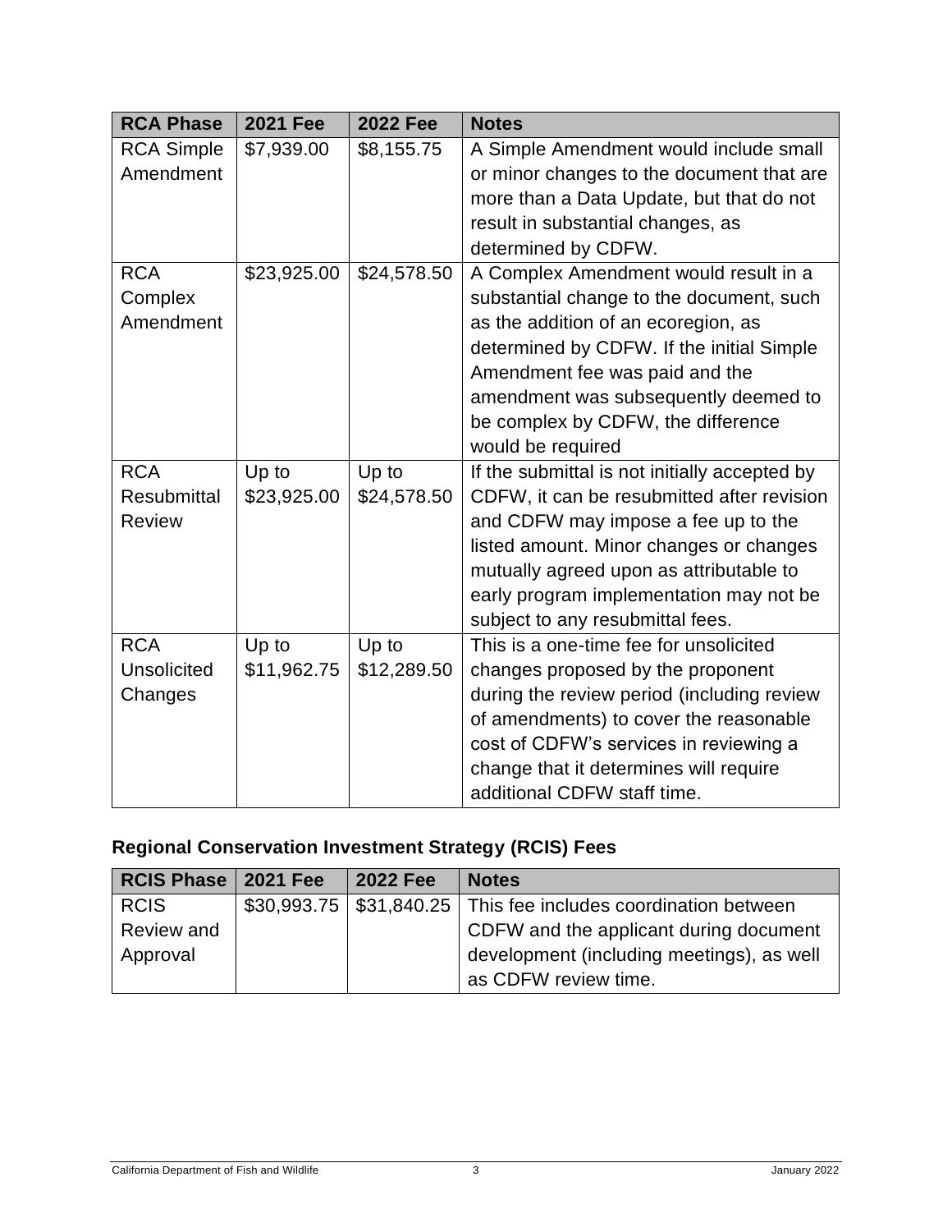| RCA Phase | 2021 Fee | 2022 Fee | Notes |
|---|---|---|---|
| RCA Simple Amendment | $7,939.00 | $8,155.75 | A Simple Amendment would include small or minor changes to the document that are more than a Data Update, but that do not result in substantial changes, as determined by CDFW. |
| RCA Complex Amendment | $23,925.00 | $24,578.50 | A Complex Amendment would result in a substantial change to the document, such as the addition of an ecoregion, as determined by CDFW. If the initial Simple Amendment fee was paid and the amendment was subsequently deemed to be complex by CDFW, the difference would be required |
| RCA Resubmittal Review | Up to $23,925.00 | Up to $24,578.50 | If the submittal is not initially accepted by CDFW, it can be resubmitted after revision and CDFW may impose a fee up to the listed amount. Minor changes or changes mutually agreed upon as attributable to early program implementation may not be subject to any resubmittal fees. |
| RCA Unsolicited Changes | Up to $11,962.75 | Up to $12,289.50 | This is a one-time fee for unsolicited changes proposed by the proponent during the review period (including review of amendments) to cover the reasonable cost of CDFW's services in reviewing a change that it determines will require additional CDFW staff time. |

### Regional Conservation Investment Strategy (RCIS) Fees

| RCIS Phase | 2021 Fee | 2022 Fee | Notes |
|---|---|---|---|
| RCIS Review and Approval | $30,993.75 | $31,840.25 | This fee includes coordination between CDFW and the applicant during document development (including meetings), as well as CDFW review time. |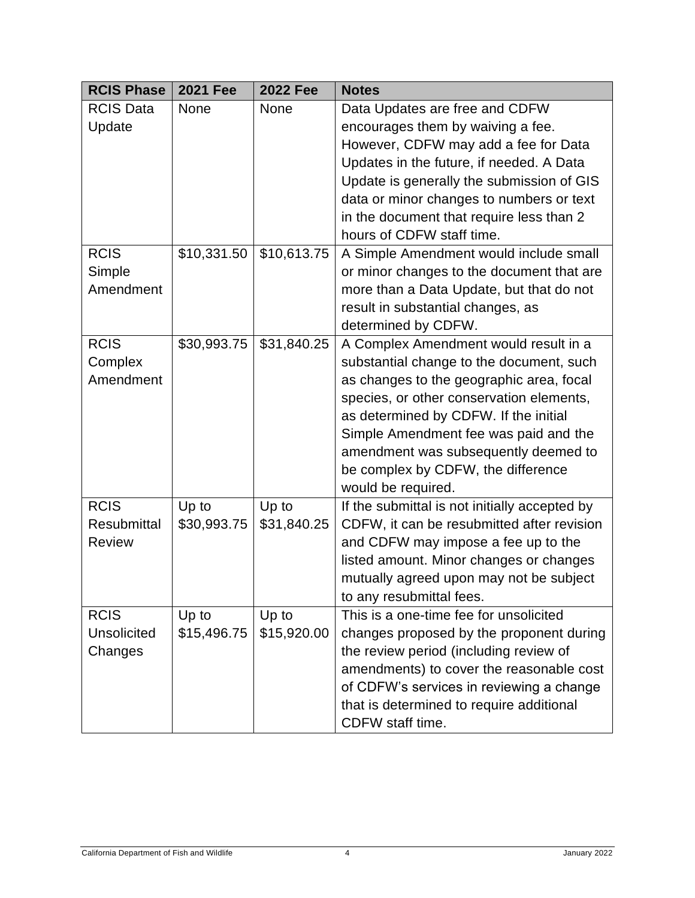| RCIS Phase | 2021 Fee | 2022 Fee | Notes |
|---|---|---|---|
| RCIS Data Update | None | None | Data Updates are free and CDFW encourages them by waiving a fee. However, CDFW may add a fee for Data Updates in the future, if needed. A Data Update is generally the submission of GIS data or minor changes to numbers or text in the document that require less than 2 hours of CDFW staff time. |
| RCIS Simple Amendment | $10,331.50 | $10,613.75 | A Simple Amendment would include small or minor changes to the document that are more than a Data Update, but that do not result in substantial changes, as determined by CDFW. |
| RCIS Complex Amendment | $30,993.75 | $31,840.25 | A Complex Amendment would result in a substantial change to the document, such as changes to the geographic area, focal species, or other conservation elements, as determined by CDFW. If the initial Simple Amendment fee was paid and the amendment was subsequently deemed to be complex by CDFW, the difference would be required. |
| RCIS Resubmittal Review | Up to $30,993.75 | Up to $31,840.25 | If the submittal is not initially accepted by CDFW, it can be resubmitted after revision and CDFW may impose a fee up to the listed amount. Minor changes or changes mutually agreed upon may not be subject to any resubmittal fees. |
| RCIS Unsolicited Changes | Up to $15,496.75 | Up to $15,920.00 | This is a one-time fee for unsolicited changes proposed by the proponent during the review period (including review of amendments) to cover the reasonable cost of CDFW's services in reviewing a change that is determined to require additional CDFW staff time. |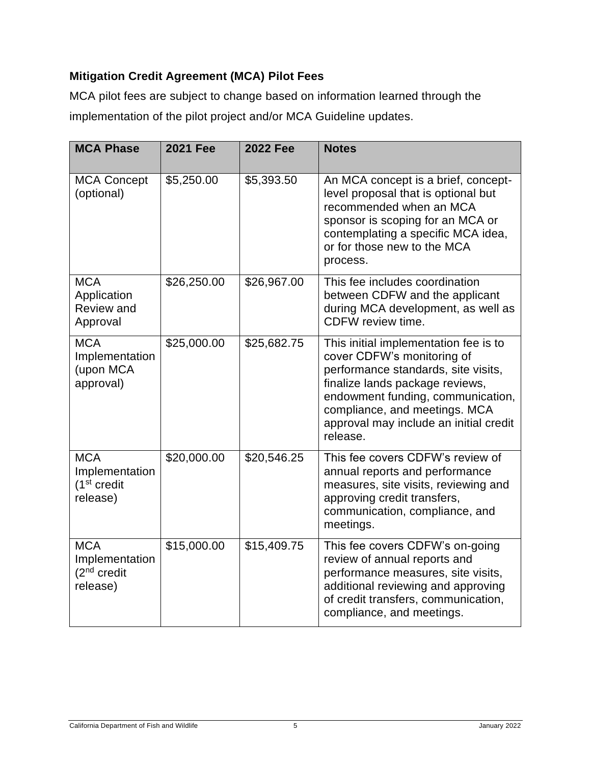**Mitigation Credit Agreement (MCA) Pilot Fees**

MCA pilot fees are subject to change based on information learned through the implementation of the pilot project and/or MCA Guideline updates.

| MCA Phase | 2021 Fee | 2022 Fee | Notes |
|---|---|---|---|
| MCA Concept (optional) | $5,250.00 | $5,393.50 | An MCA concept is a brief, concept-level proposal that is optional but recommended when an MCA sponsor is scoping for an MCA or contemplating a specific MCA idea, or for those new to the MCA process. |
| MCA Application Review and Approval | $26,250.00 | $26,967.00 | This fee includes coordination between CDFW and the applicant during MCA development, as well as CDFW review time. |
| MCA Implementation (upon MCA approval) | $25,000.00 | $25,682.75 | This initial implementation fee is to cover CDFW's monitoring of performance standards, site visits, finalize lands package reviews, endowment funding, communication, compliance, and meetings. MCA approval may include an initial credit release. |
| MCA Implementation (1st credit release) | $20,000.00 | $20,546.25 | This fee covers CDFW's review of annual reports and performance measures, site visits, reviewing and approving credit transfers, communication, compliance, and meetings. |
| MCA Implementation (2nd credit release) | $15,000.00 | $15,409.75 | This fee covers CDFW's on-going review of annual reports and performance measures, site visits, additional reviewing and approving of credit transfers, communication, compliance, and meetings. |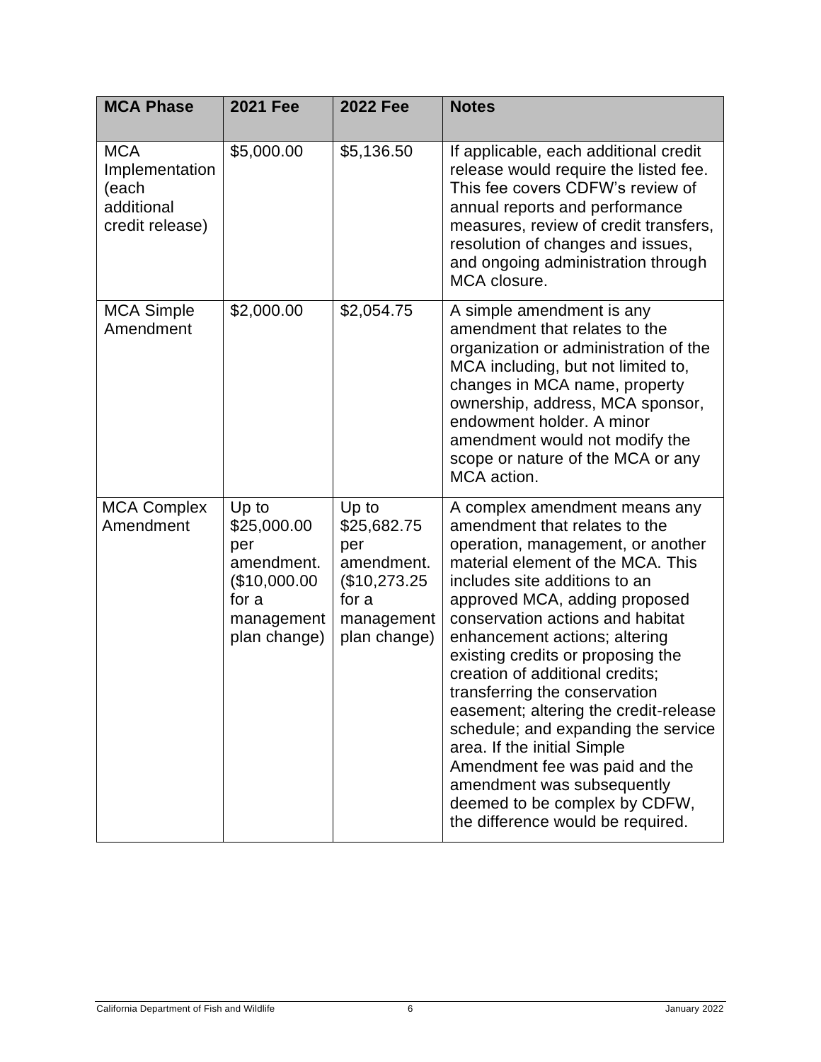| MCA Phase | 2021 Fee | 2022 Fee | Notes |
|---|---|---|---|
| MCA Implementation (each additional credit release) | $5,000.00 | $5,136.50 | If applicable, each additional credit release would require the listed fee. This fee covers CDFW's review of annual reports and performance measures, review of credit transfers, resolution of changes and issues, and ongoing administration through MCA closure. |
| MCA Simple Amendment | $2,000.00 | $2,054.75 | A simple amendment is any amendment that relates to the organization or administration of the MCA including, but not limited to, changes in MCA name, property ownership, address, MCA sponsor, endowment holder. A minor amendment would not modify the scope or nature of the MCA or any MCA action. |
| MCA Complex Amendment | Up to $25,000.00 per amendment. ($10,000.00 for a management plan change) | Up to $25,682.75 per amendment. ($10,273.25 for a management plan change) | A complex amendment means any amendment that relates to the operation, management, or another material element of the MCA. This includes site additions to an approved MCA, adding proposed conservation actions and habitat enhancement actions; altering existing credits or proposing the creation of additional credits; transferring the conservation easement; altering the credit-release schedule; and expanding the service area. If the initial Simple Amendment fee was paid and the amendment was subsequently deemed to be complex by CDFW, the difference would be required. |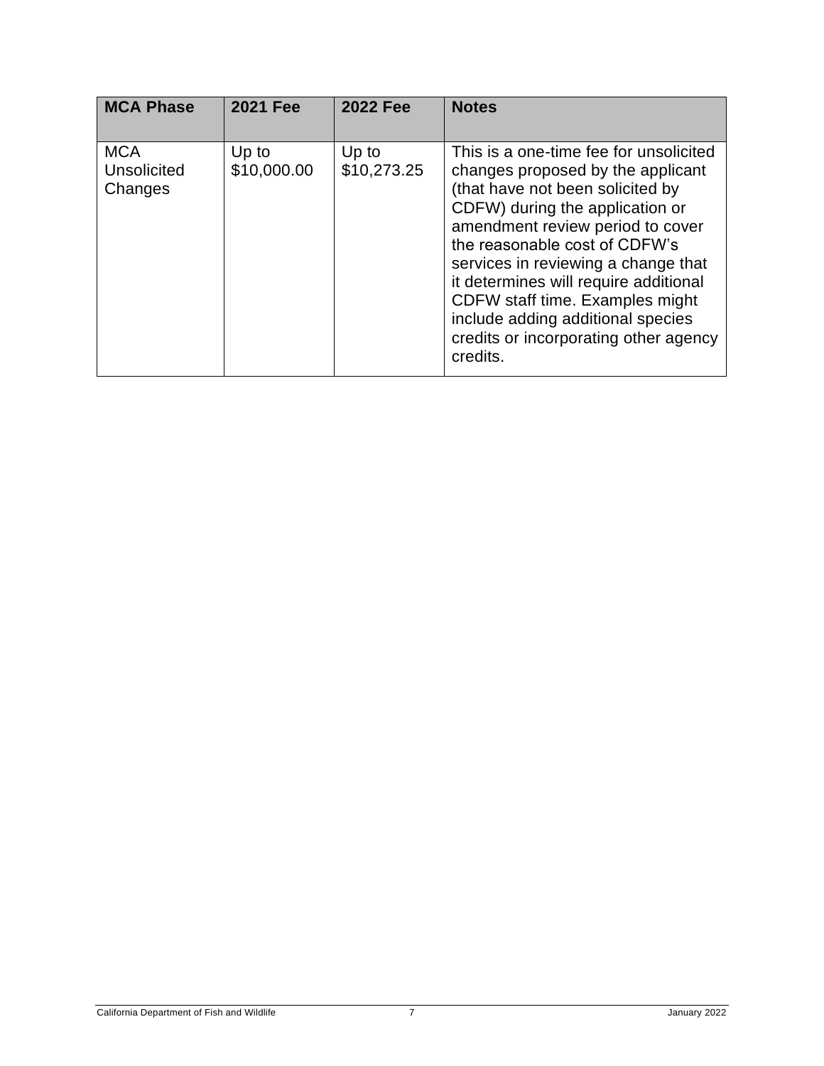| MCA Phase | 2021 Fee | 2022 Fee | Notes |
|---|---|---|---|
| MCA Unsolicited Changes | Up to $10,000.00 | Up to $10,273.25 | This is a one-time fee for unsolicited changes proposed by the applicant (that have not been solicited by CDFW) during the application or amendment review period to cover the reasonable cost of CDFW's services in reviewing a change that it determines will require additional CDFW staff time. Examples might include adding additional species credits or incorporating other agency credits. |